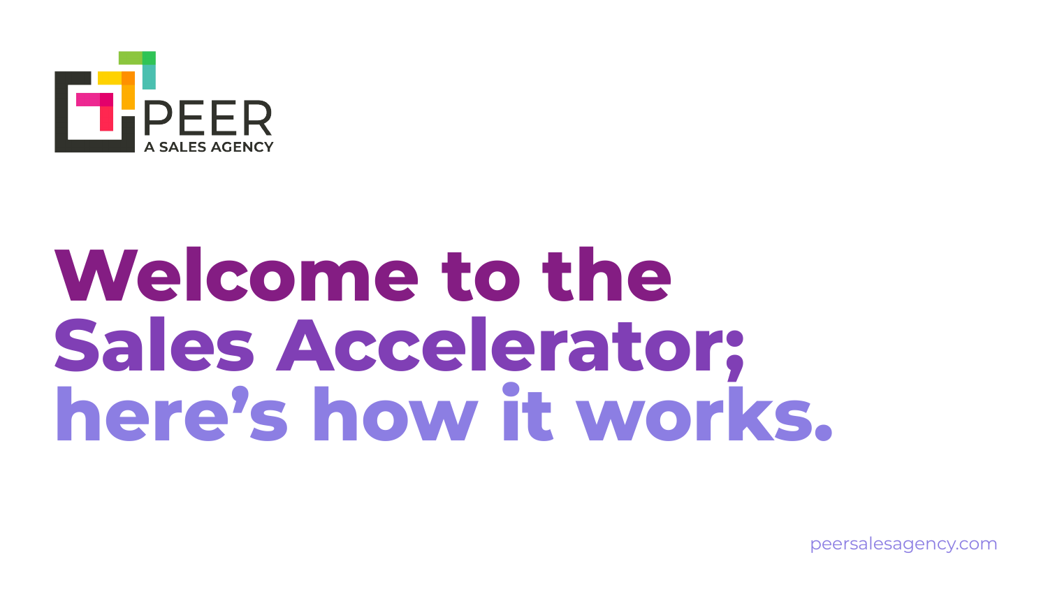PEER

A SALES AGENCY

# Welcome to the Sales Accelerator; here's how it works.

peersalesagency.com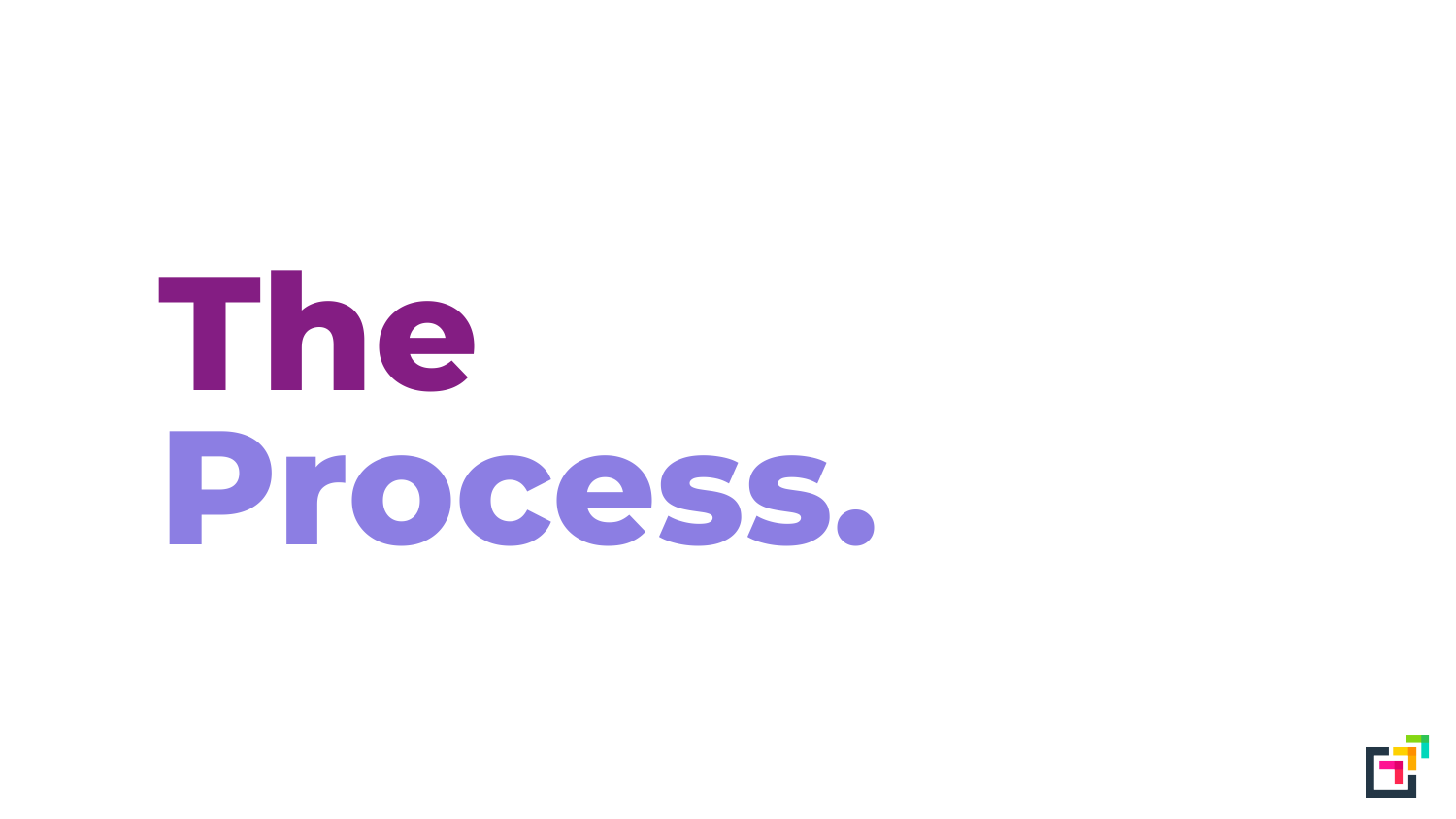# The Process.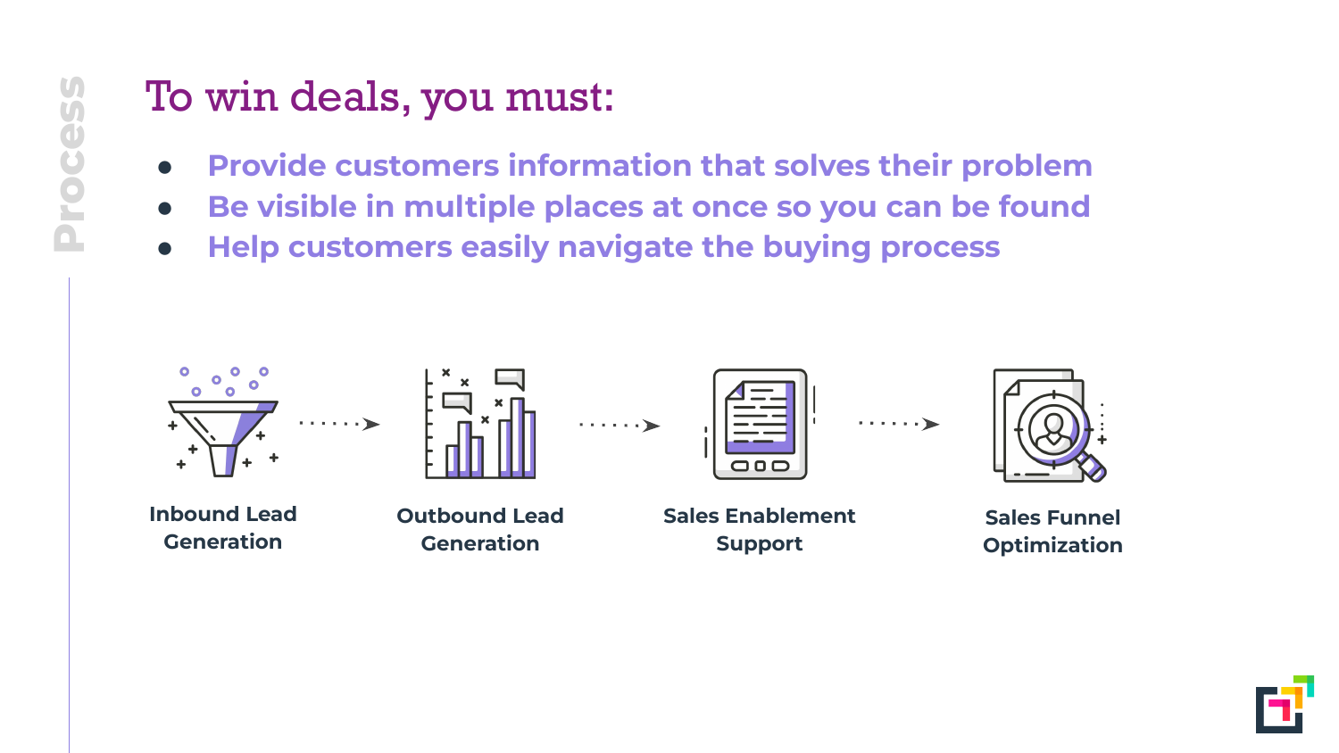Process

# To win deals, you must:

- **Provide customers information that solves their problem**
- **Be visible in multiple places at once so you can be found**
- **Help customers easily navigate the buying process**

**Inbound Lead Generation** → **Outbound Lead Generation** → **Sales Enablement Support** → **Sales Funnel Optimization**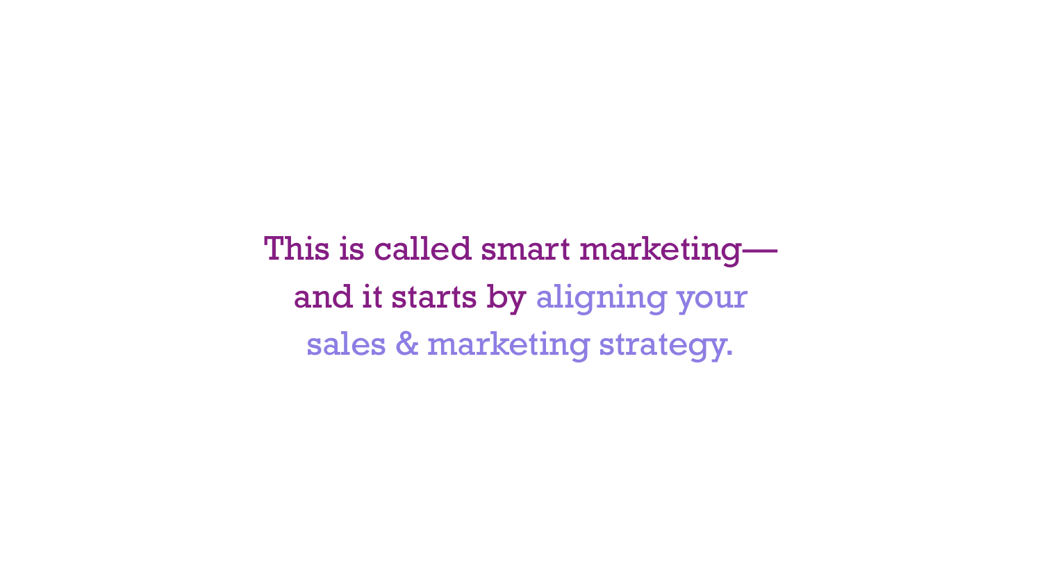This is called smart marketing—
and it starts by aligning your
sales & marketing strategy.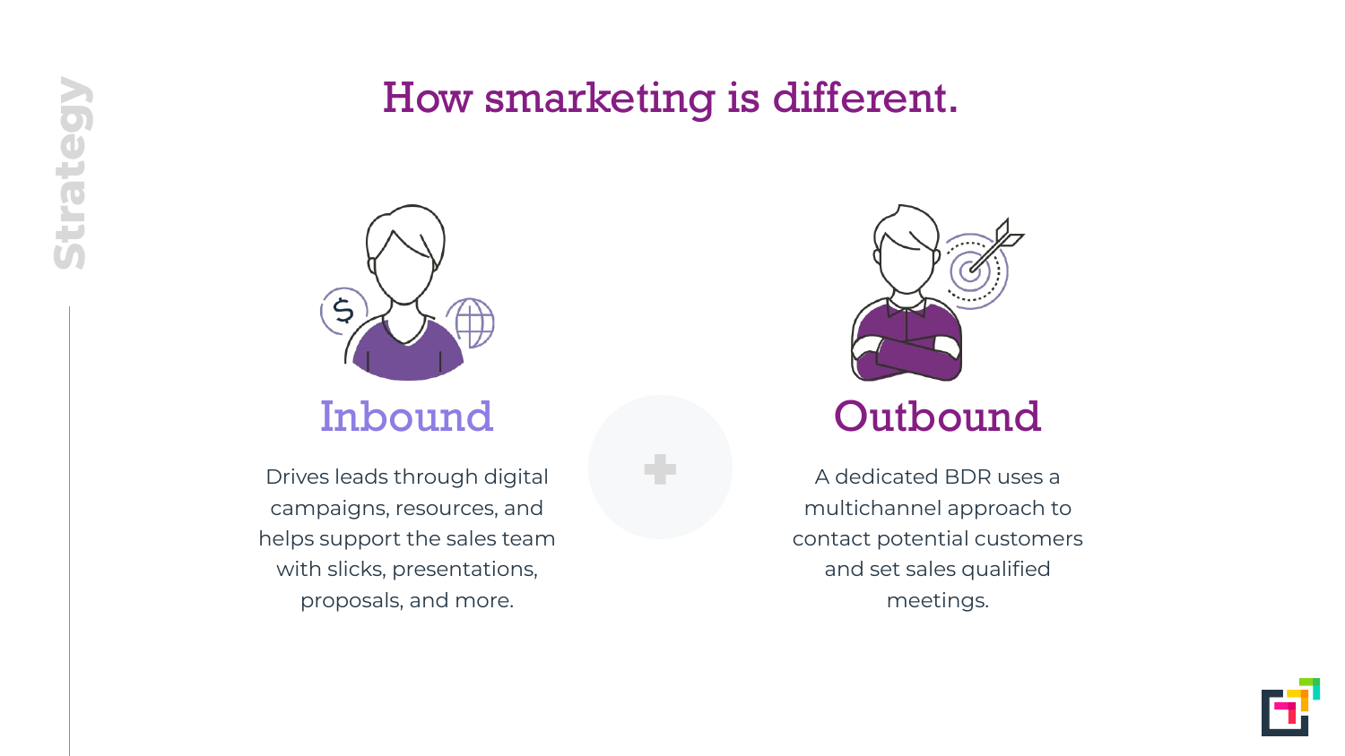# How smarketing is different.

## Inbound

Drives leads through digital campaigns, resources, and helps support the sales team with slicks, presentations, proposals, and more.

## Outbound

A dedicated BDR uses a multichannel approach to contact potential customers and set sales qualified meetings.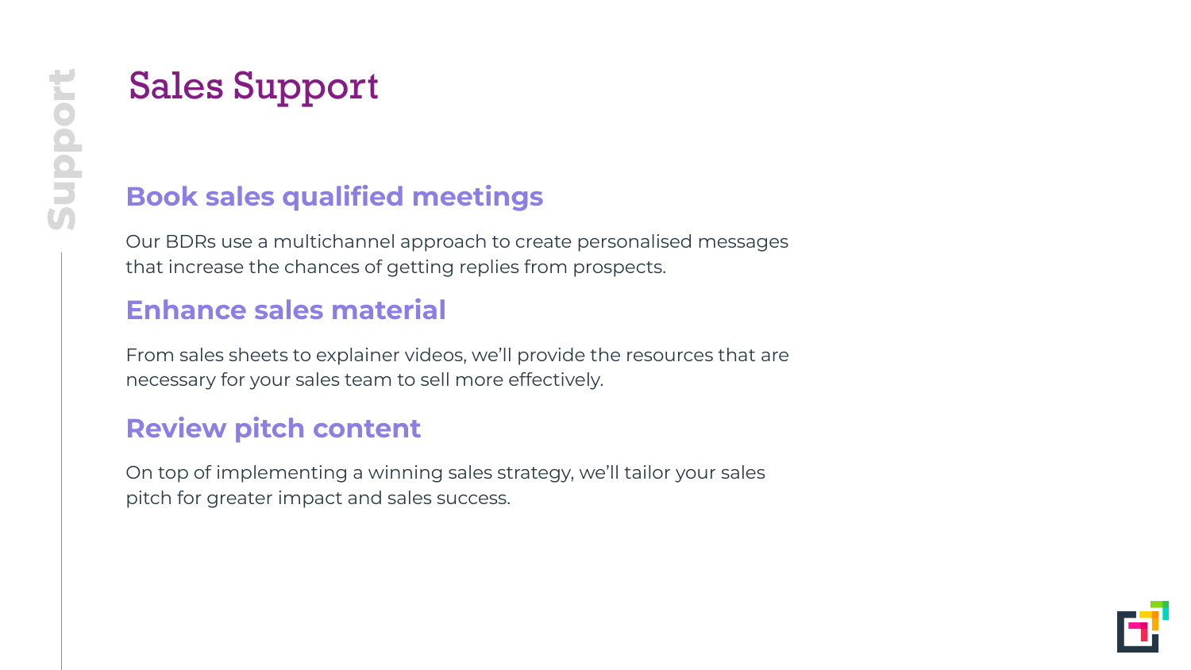# Sales Support

## Book sales qualified meetings

Our BDRs use a multichannel approach to create personalised messages that increase the chances of getting replies from prospects.

## Enhance sales material

From sales sheets to explainer videos, we'll provide the resources that are necessary for your sales team to sell more effectively.

## Review pitch content

On top of implementing a winning sales strategy, we'll tailor your sales pitch for greater impact and sales success.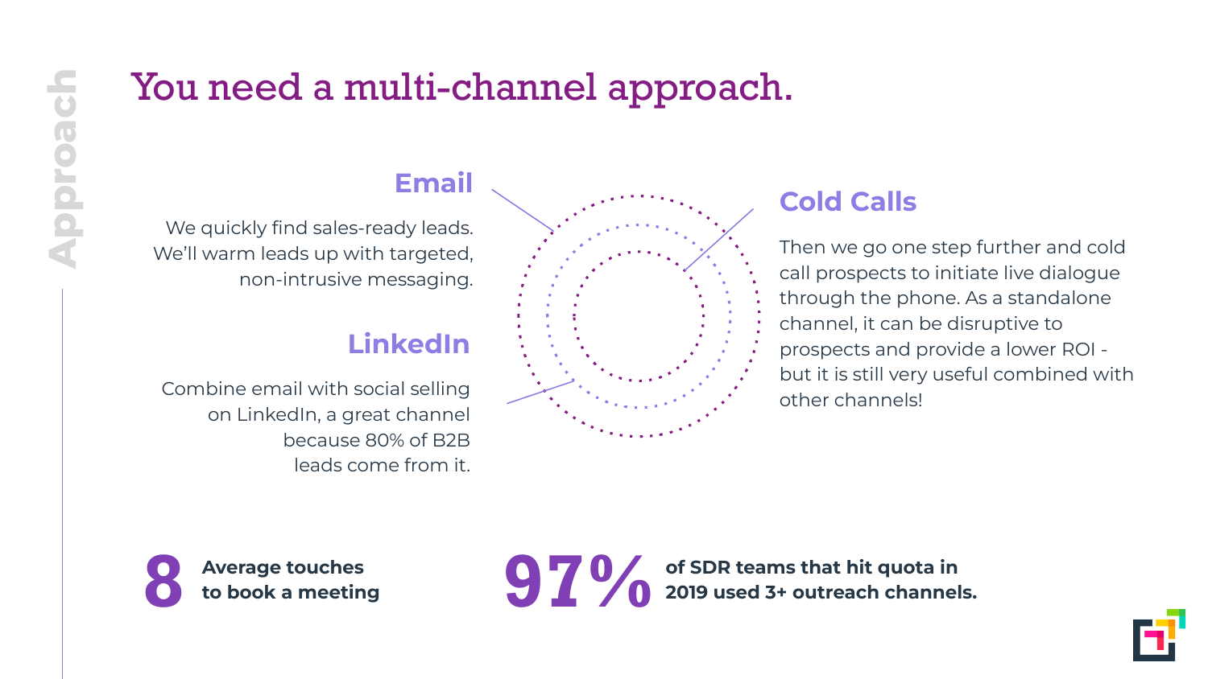Approach

# You need a multi-channel approach.

## Email

We quickly find sales-ready leads. We'll warm leads up with targeted, non-intrusive messaging.

## LinkedIn

Combine email with social selling on LinkedIn, a great channel because 80% of B2B leads come from it.

## Cold Calls

Then we go one step further and cold call prospects to initiate live dialogue through the phone. As a standalone channel, it can be disruptive to prospects and provide a lower ROI - but it is still very useful combined with other channels!

**8** **Average touches to book a meeting**

**97%** **of SDR teams that hit quota in 2019 used 3+ outreach channels.**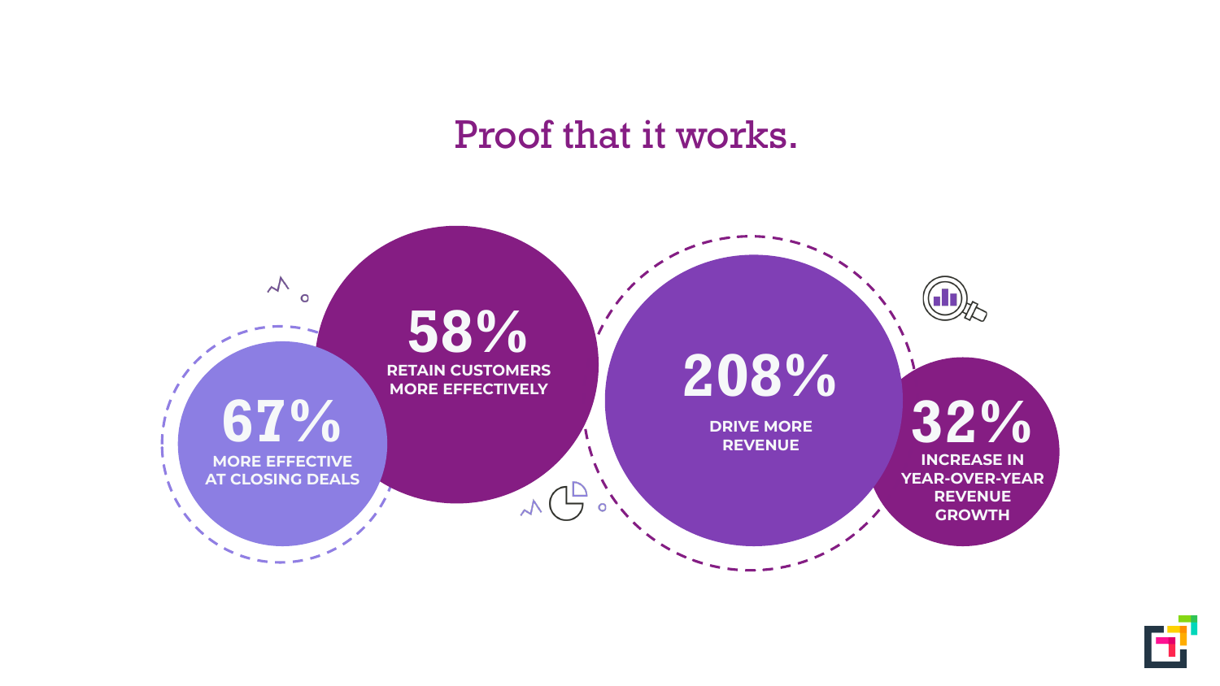# Proof that it works.

**67%**
MORE EFFECTIVE AT CLOSING DEALS

**58%**
RETAIN CUSTOMERS MORE EFFECTIVELY

**208%**
DRIVE MORE REVENUE

**32%**
INCREASE IN YEAR-OVER-YEAR REVENUE GROWTH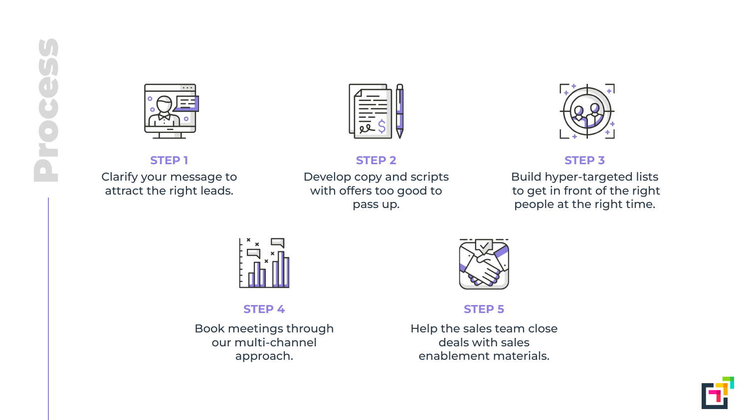# Process

### STEP 1

Clarify your message to attract the right leads.

### STEP 2

Develop copy and scripts with offers too good to pass up.

### STEP 3

Build hyper-targeted lists to get in front of the right people at the right time.

### STEP 4

Book meetings through our multi-channel approach.

### STEP 5

Help the sales team close deals with sales enablement materials.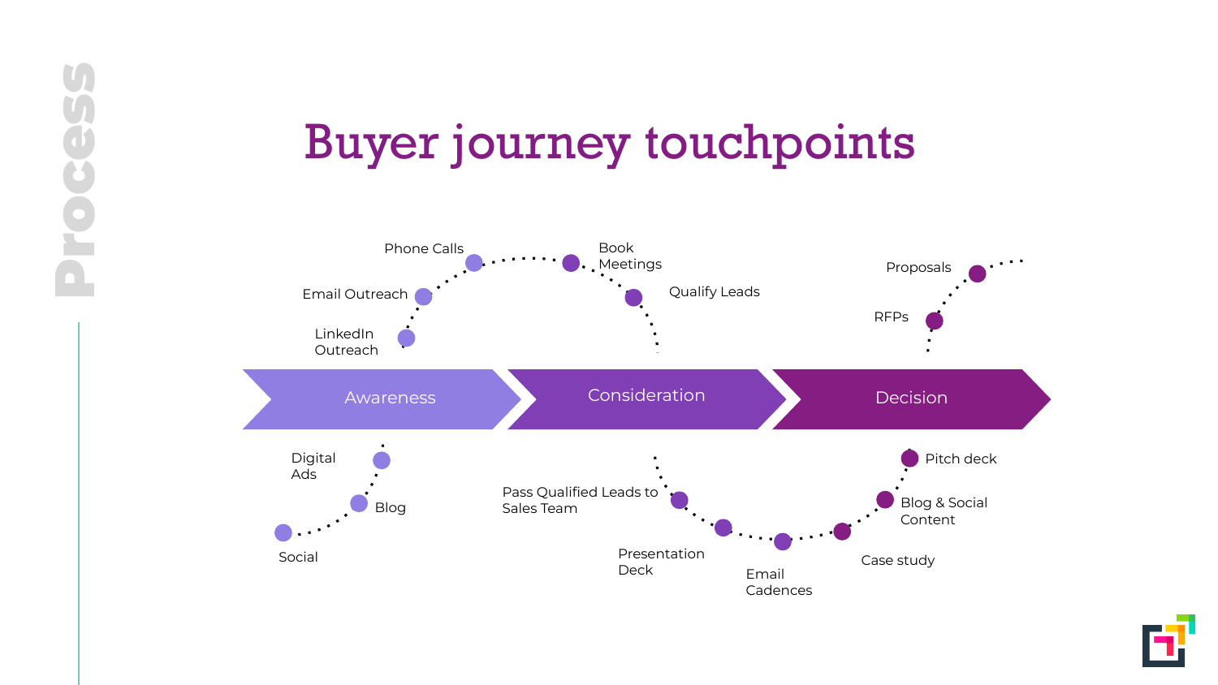# Buyer journey touchpoints

Process

## Awareness

- LinkedIn Outreach
- Email Outreach
- Phone Calls
- Digital Ads
- Blog
- Social

## Consideration

- Book Meetings
- Qualify Leads
- Pass Qualified Leads to Sales Team
- Presentation Deck
- Email Cadences

## Decision

- RFPs
- Proposals
- Case study
- Blog & Social Content
- Pitch deck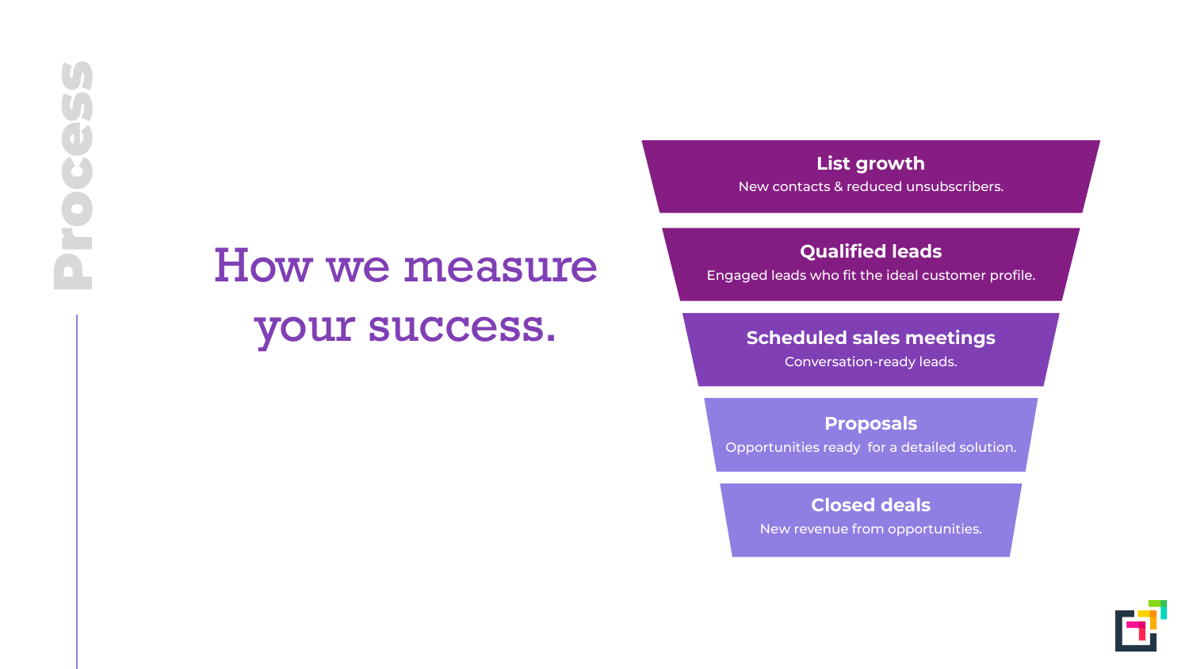# Process

## How we measure your success.

**List growth**
New contacts & reduced unsubscribers.

**Qualified leads**
Engaged leads who fit the ideal customer profile.

**Scheduled sales meetings**
Conversation-ready leads.

**Proposals**
Opportunities ready  for a detailed solution.

**Closed deals**
New revenue from opportunities.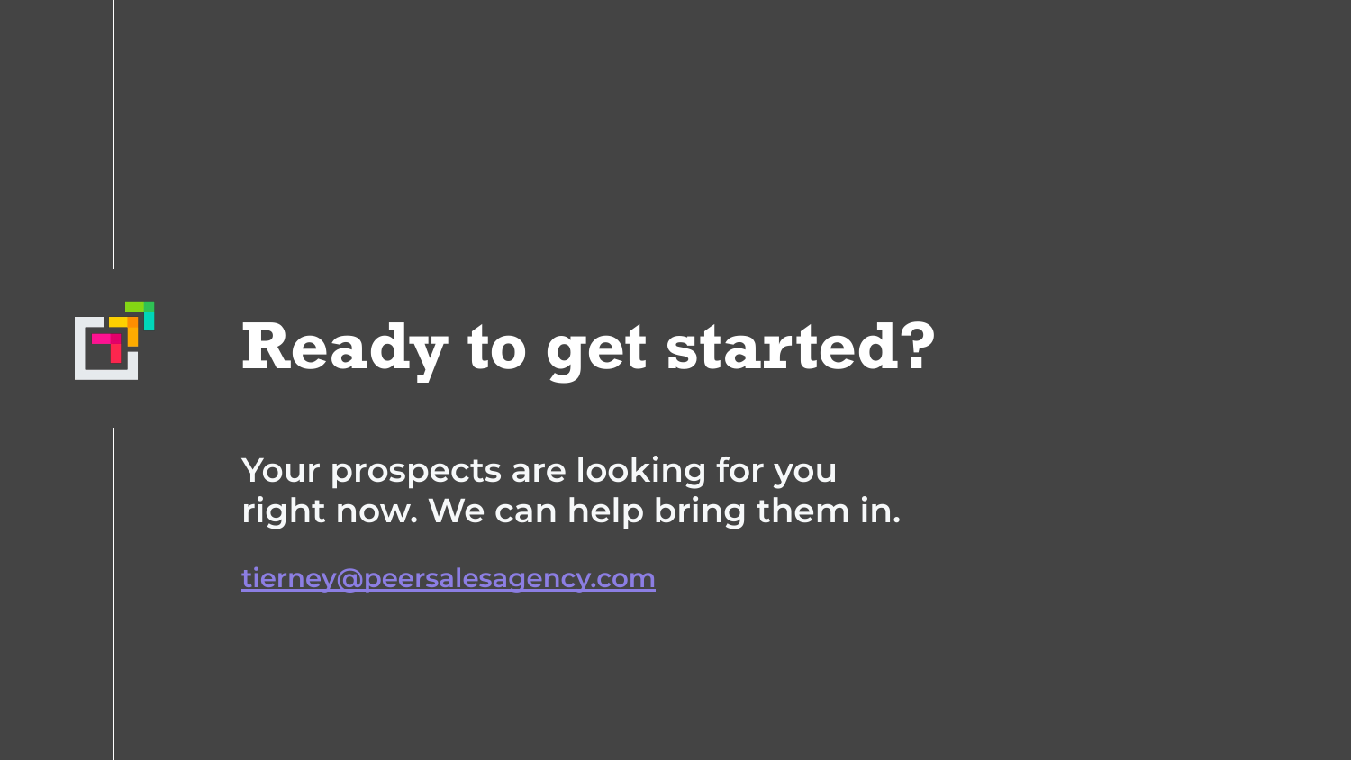# Ready to get started?

Your prospects are looking for you right now. We can help bring them in.

tierney@peersalesagency.com